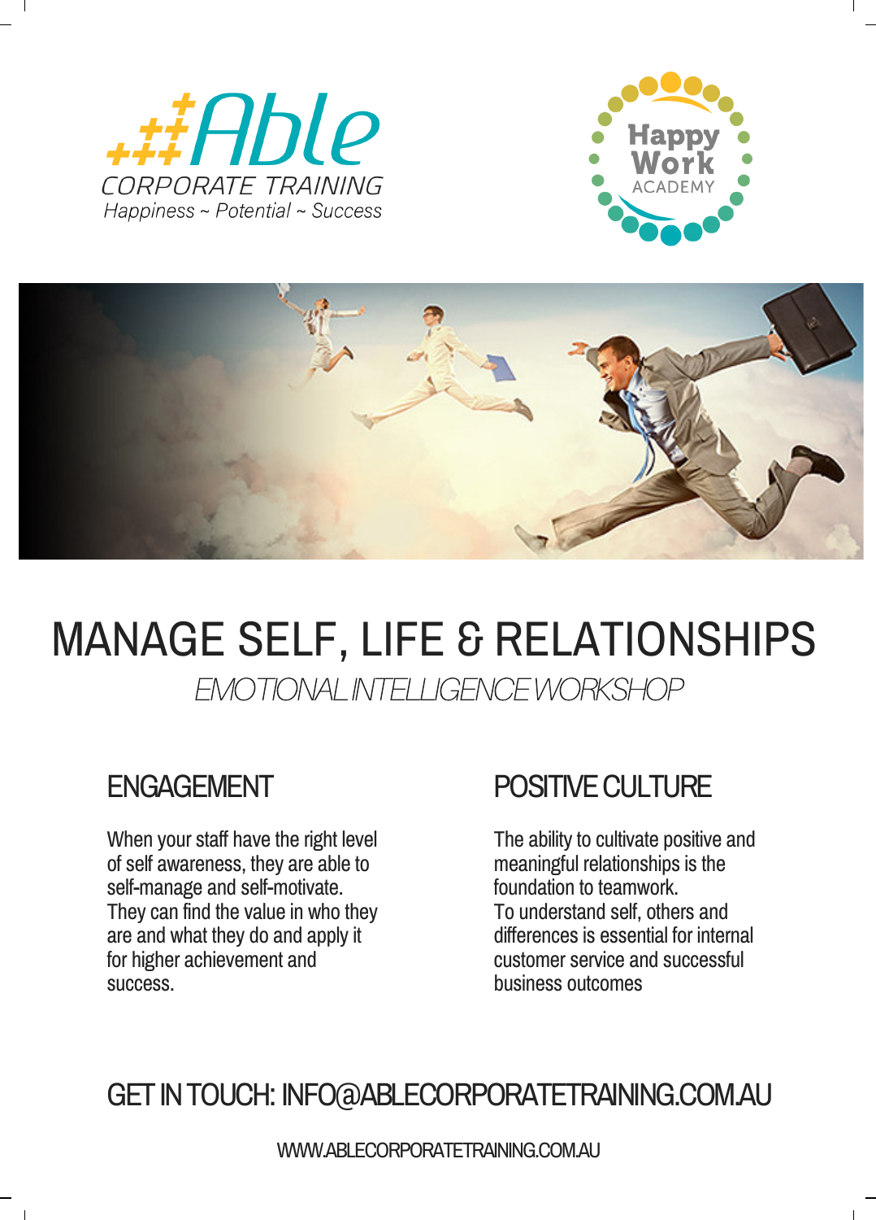Able
CORPORATE TRAINING
*Happiness ~ Potential ~ Success*

Happy Work ACADEMY

# MANAGE SELF, LIFE & RELATIONSHIPS

*EMOTIONAL INTELLIGENCE WORKSHOP*

## ENGAGEMENT

When your staff have the right level of self awareness, they are able to self-manage and self-motivate. They can find the value in who they are and what they do and apply it for higher achievement and success.

## POSITIVE CULTURE

The ability to cultivate positive and meaningful relationships is the foundation to teamwork.
To understand self, others and differences is essential for internal customer service and successful business outcomes

## GET IN TOUCH: INFO@ABLECORPORATETRAINING.COM.AU

WWW.ABLECORPORATETRAINING.COM.AU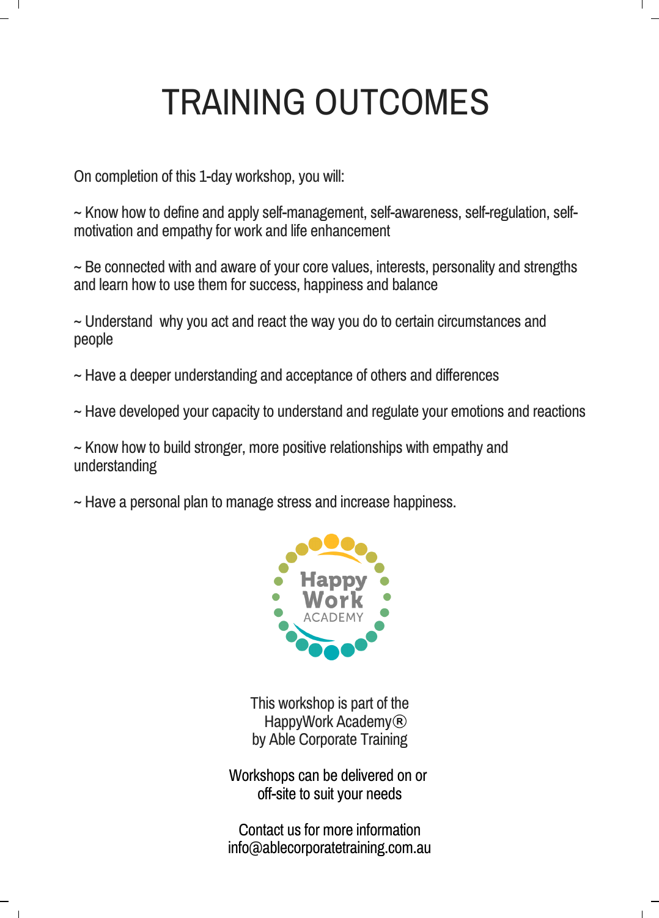# TRAINING OUTCOMES

On completion of this 1-day workshop, you will:

~ Know how to define and apply self-management, self-awareness, self-regulation, self-motivation and empathy for work and life enhancement

~ Be connected with and aware of your core values, interests, personality and strengths and learn how to use them for success, happiness and balance

~ Understand why you act and react the way you do to certain circumstances and people

~ Have a deeper understanding and acceptance of others and differences

~ Have developed your capacity to understand and regulate your emotions and reactions

~ Know how to build stronger, more positive relationships with empathy and understanding

~ Have a personal plan to manage stress and increase happiness.

Happy Work ACADEMY

This workshop is part of the HappyWork Academy®
by Able Corporate Training

Workshops can be delivered on or off-site to suit your needs

Contact us for more information
info@ablecorporatetraining.com.au